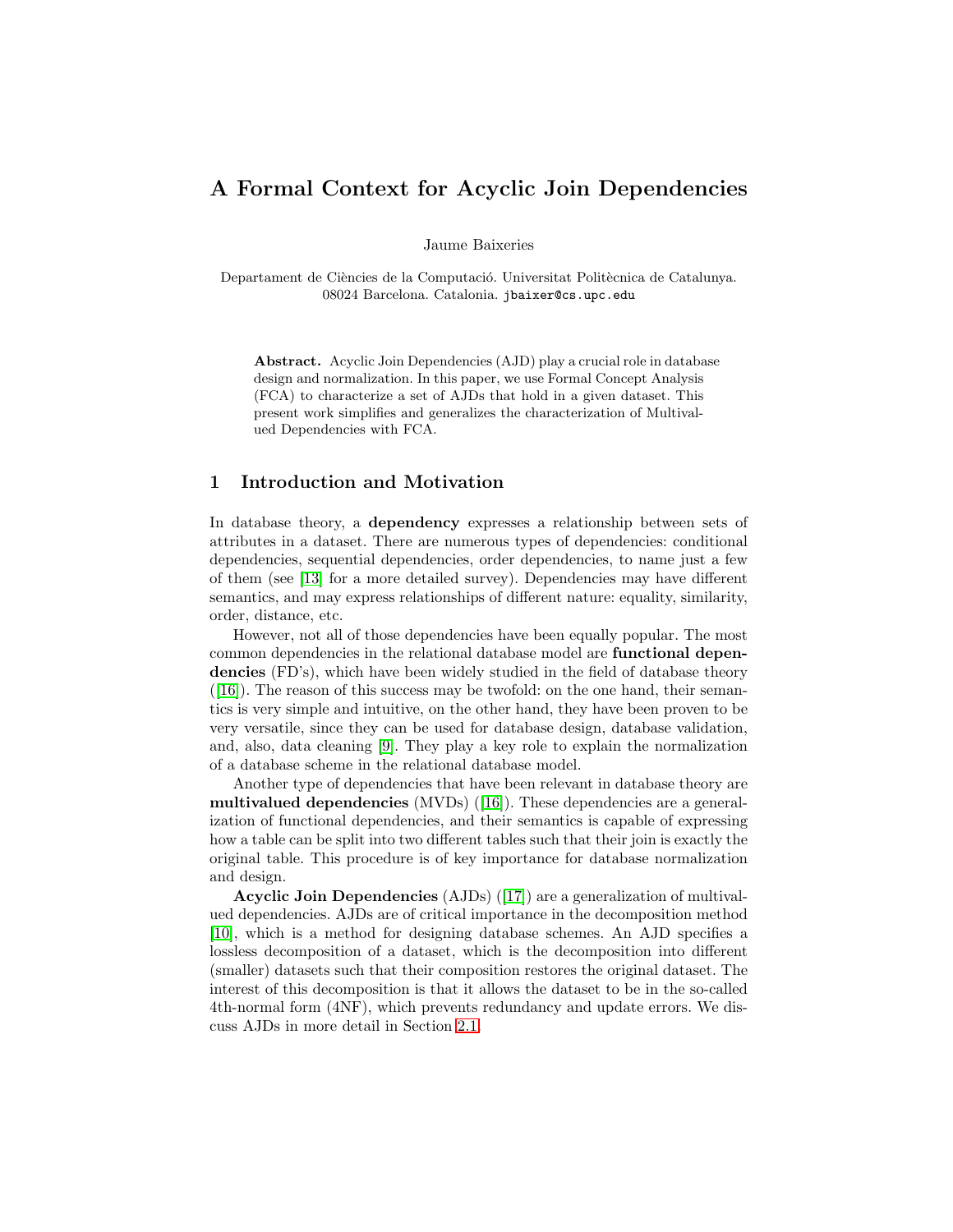# A Formal Context for Acyclic Join Dependencies

Jaume Baixeries

Departament de Ciències de la Computació. Universitat Politècnica de Catalunya. 08024 Barcelona. Catalonia. jbaixer@cs.upc.edu

**Abstract.** Acyclic Join Dependencies (AJD) play a crucial role in database design and normalization. In this paper, we use Formal Concept Analysis (FCA) to characterize a set of AJDs that hold in a given dataset. This present work simplifies and generalizes the characterization of Multivalued Dependencies with FCA.

## 1 Introduction and Motivation

In database theory, a **dependency** expresses a relationship between sets of attributes in a dataset. There are numerous types of dependencies: conditional dependencies, sequential dependencies, order dependencies, to name just a few of them (see [13] for a more detailed survey). Dependencies may have different semantics, and may express relationships of different nature: equality, similarity, order, distance, etc.

However, not all of those dependencies have been equally popular. The most common dependencies in the relational database model are **functional dependencies** (FD's), which have been widely studied in the field of database theory ([16]). The reason of this success may be twofold: on the one hand, their semantics is very simple and intuitive, on the other hand, they have been proven to be very versatile, since they can be used for database design, database validation, and, also, data cleaning [9]. They play a key role to explain the normalization of a database scheme in the relational database model.

Another type of dependencies that have been relevant in database theory are **multivalued dependencies** (MVDs) ([16]). These dependencies are a generalization of functional dependencies, and their semantics is capable of expressing how a table can be split into two different tables such that their join is exactly the original table. This procedure is of key importance for database normalization and design.

**Acyclic Join Dependencies** (AJDs) ([17]) are a generalization of multivalued dependencies. AJDs are of critical importance in the decomposition method [10], which is a method for designing database schemes. An AJD specifies a lossless decomposition of a dataset, which is the decomposition into different (smaller) datasets such that their composition restores the original dataset. The interest of this decomposition is that it allows the dataset to be in the so-called 4th-normal form (4NF), which prevents redundancy and update errors. We discuss AJDs in more detail in Section 2.1.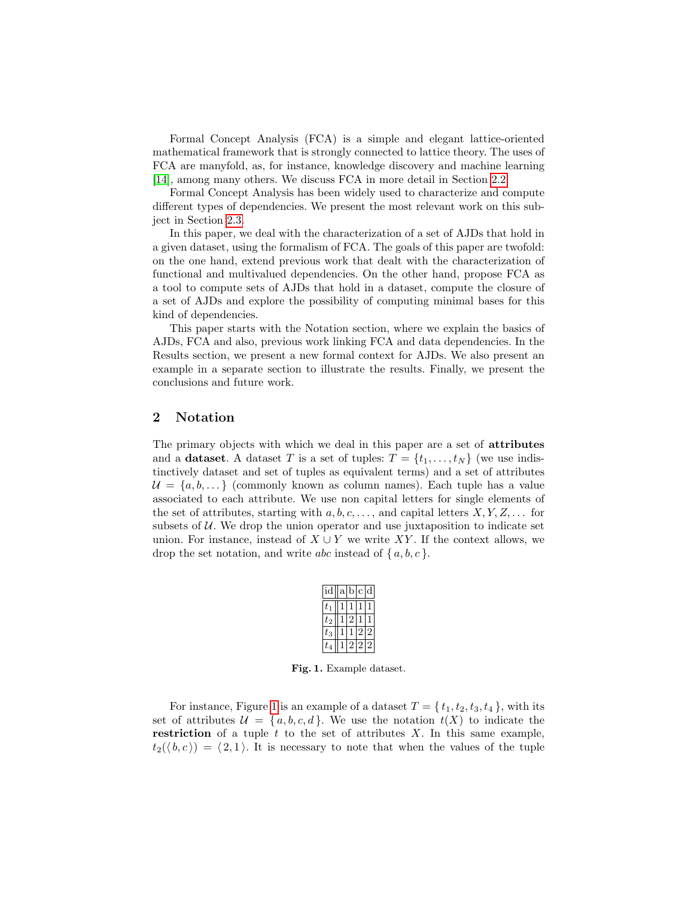Formal Concept Analysis (FCA) is a simple and elegant lattice-oriented mathematical framework that is strongly connected to lattice theory. The uses of FCA are manyfold, as, for instance, knowledge discovery and machine learning [14], among many others. We discuss FCA in more detail in Section 2.2.

Formal Concept Analysis has been widely used to characterize and compute different types of dependencies. We present the most relevant work on this subject in Section 2.3.

In this paper, we deal with the characterization of a set of AJDs that hold in a given dataset, using the formalism of FCA. The goals of this paper are twofold: on the one hand, extend previous work that dealt with the characterization of functional and multivalued dependencies. On the other hand, propose FCA as a tool to compute sets of AJDs that hold in a dataset, compute the closure of a set of AJDs and explore the possibility of computing minimal bases for this kind of dependencies.

This paper starts with the Notation section, where we explain the basics of AJDs, FCA and also, previous work linking FCA and data dependencies. In the Results section, we present a new formal context for AJDs. We also present an example in a separate section to illustrate the results. Finally, we present the conclusions and future work.

## 2 Notation

The primary objects with which we deal in this paper are a set of **attributes** and a **dataset**. A dataset $T$ is a set of tuples: $T = \{t_1, \ldots, t_N\}$ (we use indistinctively dataset and set of tuples as equivalent terms) and a set of attributes $\mathcal{U} = \{a, b, \ldots\}$ (commonly known as column names). Each tuple has a value associated to each attribute. We use non capital letters for single elements of the set of attributes, starting with $a, b, c, \ldots$, and capital letters $X, Y, Z, \ldots$ for subsets of $\mathcal{U}$. We drop the union operator and use juxtaposition to indicate set union. For instance, instead of $X \cup Y$ we write $XY$. If the context allows, we drop the set notation, and write $abc$ instead of $\{a, b, c\}$.

| id | a | b | c | d |
|---|---|---|---|---|
| $t_1$ | 1 | 1 | 1 | 1 |
| $t_2$ | 1 | 2 | 1 | 1 |
| $t_3$ | 1 | 1 | 2 | 2 |
| $t_4$ | 1 | 2 | 2 | 2 |

**Fig. 1.** Example dataset.

For instance, Figure 1 is an example of a dataset $T = \{t_1, t_2, t_3, t_4\}$, with its set of attributes $\mathcal{U} = \{a, b, c, d\}$. We use the notation $t(X)$ to indicate the **restriction** of a tuple $t$ to the set of attributes $X$. In this same example, $t_2(\langle b, c \rangle) = \langle 2, 1 \rangle$. It is necessary to note that when the values of the tuple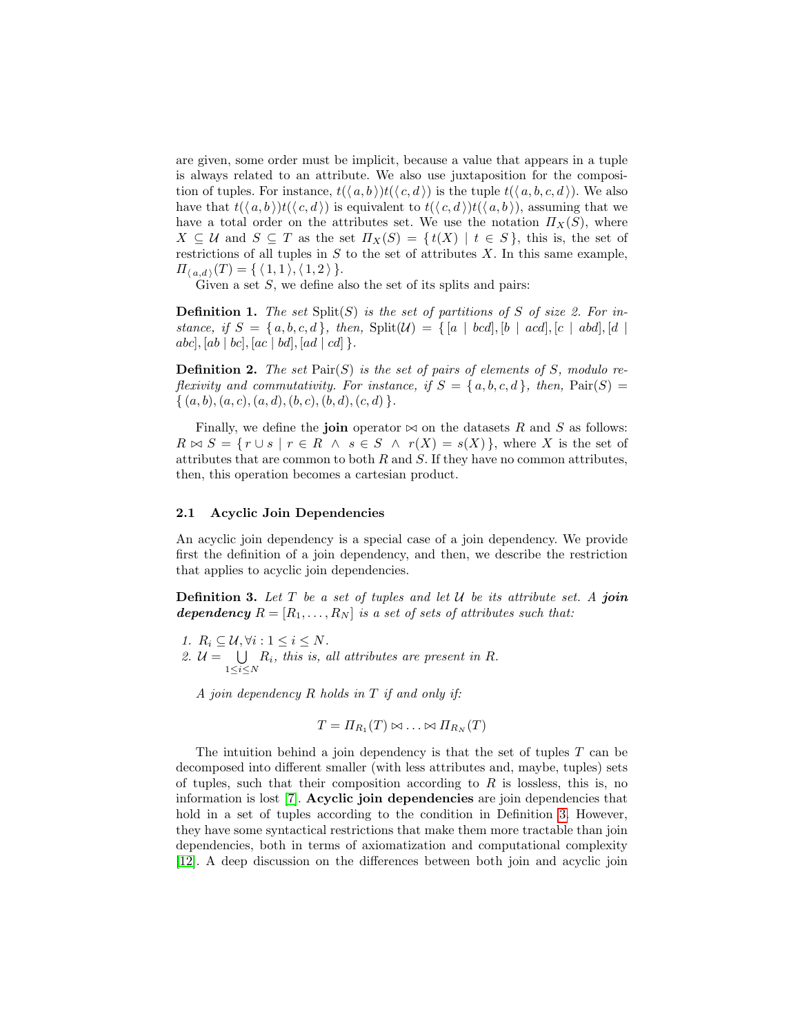are given, some order must be implicit, because a value that appears in a tuple is always related to an attribute. We also use juxtaposition for the composition of tuples. For instance, $t(\langle a, b \rangle)t(\langle c, d \rangle)$ is the tuple $t(\langle a, b, c, d \rangle)$. We also have that $t(\langle a, b \rangle)t(\langle c, d \rangle)$ is equivalent to $t(\langle c, d \rangle)t(\langle a, b \rangle)$, assuming that we have a total order on the attributes set. We use the notation $\Pi_X(S)$, where $X \subseteq \mathcal{U}$ and $S \subseteq T$ as the set $\Pi_X(S) = \{ t(X) \mid t \in S \}$, this is, the set of restrictions of all tuples in $S$ to the set of attributes $X$. In this same example, $\Pi_{\langle a,d \rangle}(T) = \{ \langle 1, 1 \rangle, \langle 1, 2 \rangle \}$.

Given a set $S$, we define also the set of its splits and pairs:

**Definition 1.** *The set* $\text{Split}(S)$ *is the set of partitions of* $S$ *of size 2. For instance, if* $S = \{ a, b, c, d \}$*, then,* $\text{Split}(\mathcal{U}) = \{ [a \mid bcd], [b \mid acd], [c \mid abd], [d \mid abc], [ab \mid bc], [ac \mid bd], [ad \mid cd] \}$.

**Definition 2.** *The set* $\text{Pair}(S)$ *is the set of pairs of elements of* $S$*, modulo reflexivity and commutativity. For instance, if* $S = \{ a, b, c, d \}$*, then,* $\text{Pair}(S) = \{ (a, b), (a, c), (a, d), (b, c), (b, d), (c, d) \}$.

Finally, we define the **join** operator $\bowtie$ on the datasets $R$ and $S$ as follows: $R \bowtie S = \{ r \cup s \mid r \in R \ \wedge \ s \in S \ \wedge \ r(X) = s(X) \}$, where $X$ is the set of attributes that are common to both $R$ and $S$. If they have no common attributes, then, this operation becomes a cartesian product.

### 2.1 Acyclic Join Dependencies

An acyclic join dependency is a special case of a join dependency. We provide first the definition of a join dependency, and then, we describe the restriction that applies to acyclic join dependencies.

**Definition 3.** *Let* $T$ *be a set of tuples and let* $\mathcal{U}$ *be its attribute set. A* ***join dependency*** $R = [R_1, \ldots, R_N]$ *is a set of sets of attributes such that:*

1. $R_i \subseteq \mathcal{U}, \forall i : 1 \leq i \leq N$.
2. $\mathcal{U} = \bigcup_{1 \leq i \leq N} R_i$*, this is, all attributes are present in* $R$.

*A join dependency* $R$ *holds in* $T$ *if and only if:*

$$T = \Pi_{R_1}(T) \bowtie \ldots \bowtie \Pi_{R_N}(T)$$

The intuition behind a join dependency is that the set of tuples $T$ can be decomposed into different smaller (with less attributes and, maybe, tuples) sets of tuples, such that their composition according to $R$ is lossless, this is, no information is lost [7]. **Acyclic join dependencies** are join dependencies that hold in a set of tuples according to the condition in Definition 3. However, they have some syntactical restrictions that make them more tractable than join dependencies, both in terms of axiomatization and computational complexity [12]. A deep discussion on the differences between both join and acyclic join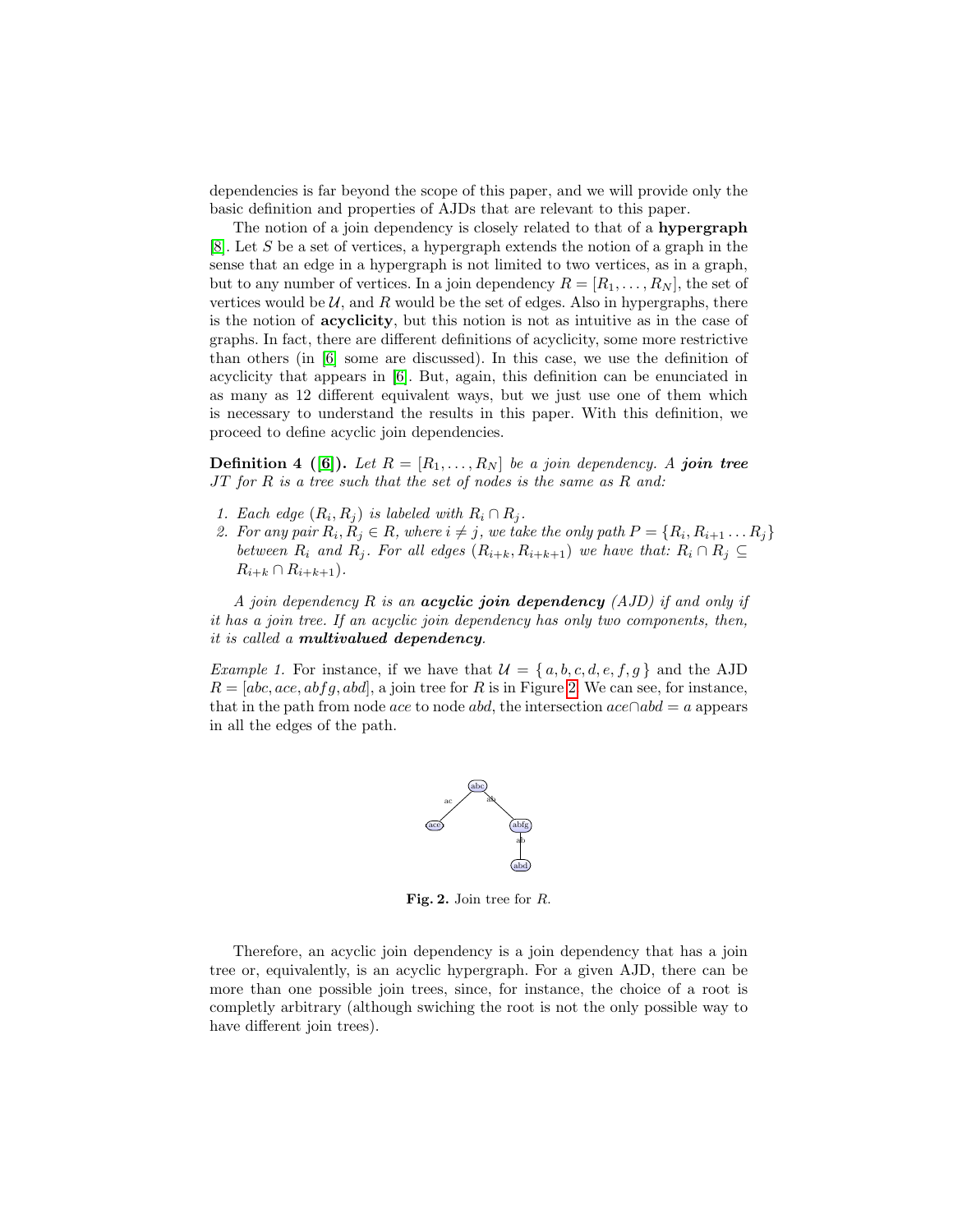dependencies is far beyond the scope of this paper, and we will provide only the basic definition and properties of AJDs that are relevant to this paper.

The notion of a join dependency is closely related to that of a **hypergraph** [8]. Let $S$ be a set of vertices, a hypergraph extends the notion of a graph in the sense that an edge in a hypergraph is not limited to two vertices, as in a graph, but to any number of vertices. In a join dependency $R = [R_1, \ldots, R_N]$, the set of vertices would be $\mathcal{U}$, and $R$ would be the set of edges. Also in hypergraphs, there is the notion of **acyclicity**, but this notion is not as intuitive as in the case of graphs. In fact, there are different definitions of acyclicity, some more restrictive than others (in [6] some are discussed). In this case, we use the definition of acyclicity that appears in [6]. But, again, this definition can be enunciated in as many as 12 different equivalent ways, but we just use one of them which is necessary to understand the results in this paper. With this definition, we proceed to define acyclic join dependencies.

**Definition 4 ([6]).** *Let $R = [R_1, \ldots, R_N]$ be a join dependency. A* ***join tree*** *$JT$ for $R$ is a tree such that the set of nodes is the same as $R$ and:*

1. *Each edge $(R_i, R_j)$ is labeled with $R_i \cap R_j$.*
2. *For any pair $R_i, R_j \in R$, where $i \neq j$, we take the only path $P = \{R_i, R_{i+1} \ldots R_j\}$ between $R_i$ and $R_j$. For all edges $(R_{i+k}, R_{i+k+1})$ we have that: $R_i \cap R_j \subseteq R_{i+k} \cap R_{i+k+1})$.*

*A join dependency $R$ is an* ***acyclic join dependency*** *(AJD) if and only if it has a join tree. If an acyclic join dependency has only two components, then, it is called a* ***multivalued dependency****.*

*Example 1.* For instance, if we have that $\mathcal{U} = \{ a, b, c, d, e, f, g \}$ and the AJD $R = [abc, ace, abfg, abd]$, a join tree for $R$ is in Figure 2. We can see, for instance, that in the path from node $ace$ to node $abd$, the intersection $ace \cap abd = a$ appears in all the edges of the path.

**Fig. 2.** Join tree for $R$.

Therefore, an acyclic join dependency is a join dependency that has a join tree or, equivalently, is an acyclic hypergraph. For a given AJD, there can be more than one possible join trees, since, for instance, the choice of a root is completly arbitrary (although swiching the root is not the only possible way to have different join trees).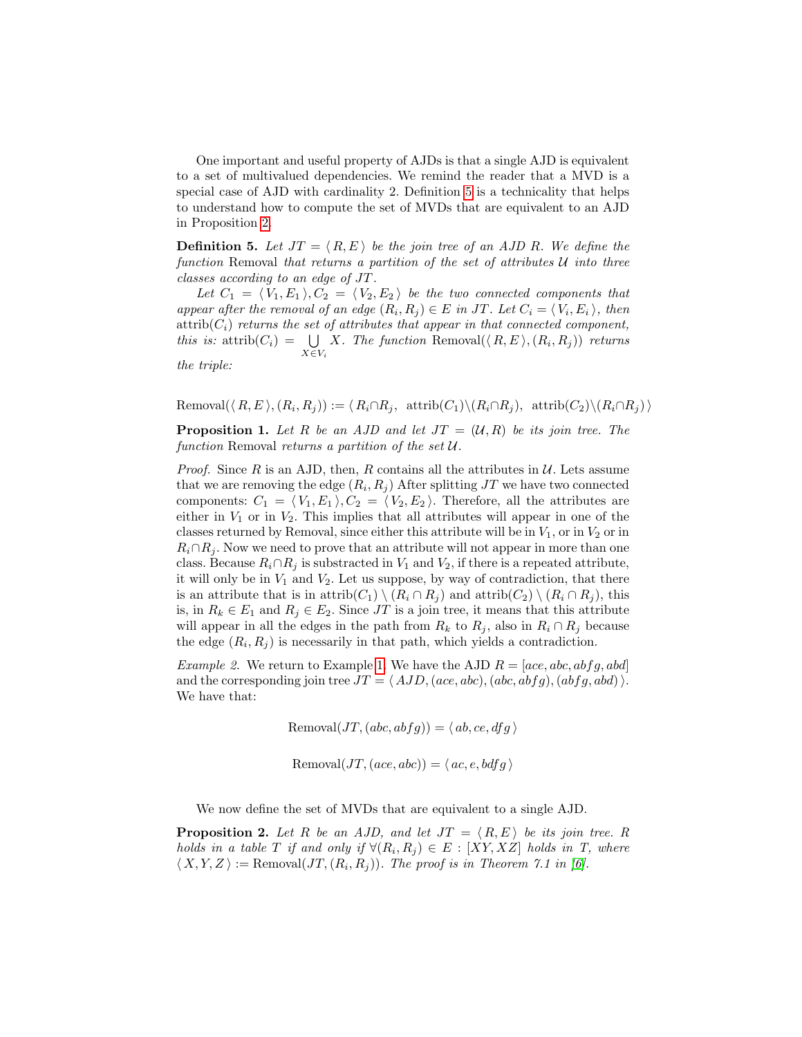One important and useful property of AJDs is that a single AJD is equivalent to a set of multivalued dependencies. We remind the reader that a MVD is a special case of AJD with cardinality 2. Definition 5 is a technicality that helps to understand how to compute the set of MVDs that are equivalent to an AJD in Proposition 2.

**Definition 5.** *Let $JT = \langle R, E \rangle$ be the join tree of an AJD $R$. We define the function* Removal *that returns a partition of the set of attributes $\mathcal{U}$ into three classes according to an edge of $JT$.*

*Let $C_1 = \langle V_1, E_1 \rangle, C_2 = \langle V_2, E_2 \rangle$ be the two connected components that appear after the removal of an edge $(R_i, R_j) \in E$ in $JT$. Let $C_i = \langle V_i, E_i \rangle$, then* $\text{attrib}(C_i)$ *returns the set of attributes that appear in that connected component, this is:* $\text{attrib}(C_i) = \bigcup_{X \in V_i} X$. *The function* $\text{Removal}(\langle R, E \rangle, (R_i, R_j))$ *returns the triple:*

$$\text{Removal}(\langle R, E \rangle, (R_i, R_j)) := \langle R_i \cap R_j,\ \text{attrib}(C_1) \setminus (R_i \cap R_j),\ \text{attrib}(C_2) \setminus (R_i \cap R_j) \rangle$$

**Proposition 1.** *Let $R$ be an AJD and let $JT = (\mathcal{U}, R)$ be its join tree. The function* Removal *returns a partition of the set $\mathcal{U}$.*

*Proof.* Since $R$ is an AJD, then, $R$ contains all the attributes in $\mathcal{U}$. Lets assume that we are removing the edge $(R_i, R_j)$ After splitting $JT$ we have two connected components: $C_1 = \langle V_1, E_1 \rangle, C_2 = \langle V_2, E_2 \rangle$. Therefore, all the attributes are either in $V_1$ or in $V_2$. This implies that all attributes will appear in one of the classes returned by Removal, since either this attribute will be in $V_1$, or in $V_2$ or in $R_i \cap R_j$. Now we need to prove that an attribute will not appear in more than one class. Because $R_i \cap R_j$ is substracted in $V_1$ and $V_2$, if there is a repeated attribute, it will only be in $V_1$ and $V_2$. Let us suppose, by way of contradiction, that there is an attribute that is in $\text{attrib}(C_1) \setminus (R_i \cap R_j)$ and $\text{attrib}(C_2) \setminus (R_i \cap R_j)$, this is, in $R_k \in E_1$ and $R_j \in E_2$. Since $JT$ is a join tree, it means that this attribute will appear in all the edges in the path from $R_k$ to $R_j$, also in $R_i \cap R_j$ because the edge $(R_i, R_j)$ is necessarily in that path, which yields a contradiction.

*Example 2.* We return to Example 1. We have the AJD $R = [ace, abc, abfg, abd]$ and the corresponding join tree $JT = \langle AJD, (ace, abc), (abc, abfg), (abfg, abd) \rangle$. We have that:

$$\text{Removal}(JT, (abc, abfg)) = \langle ab, ce, dfg \rangle$$

$$\text{Removal}(JT, (ace, abc)) = \langle ac, e, bdfg \rangle$$

We now define the set of MVDs that are equivalent to a single AJD.

**Proposition 2.** *Let $R$ be an AJD, and let $JT = \langle R, E \rangle$ be its join tree. $R$ holds in a table $T$ if and only if $\forall (R_i, R_j) \in E : [XY, XZ]$ holds in $T$, where $\langle X, Y, Z \rangle := \text{Removal}(JT, (R_i, R_j))$. The proof is in Theorem 7.1 in [6].*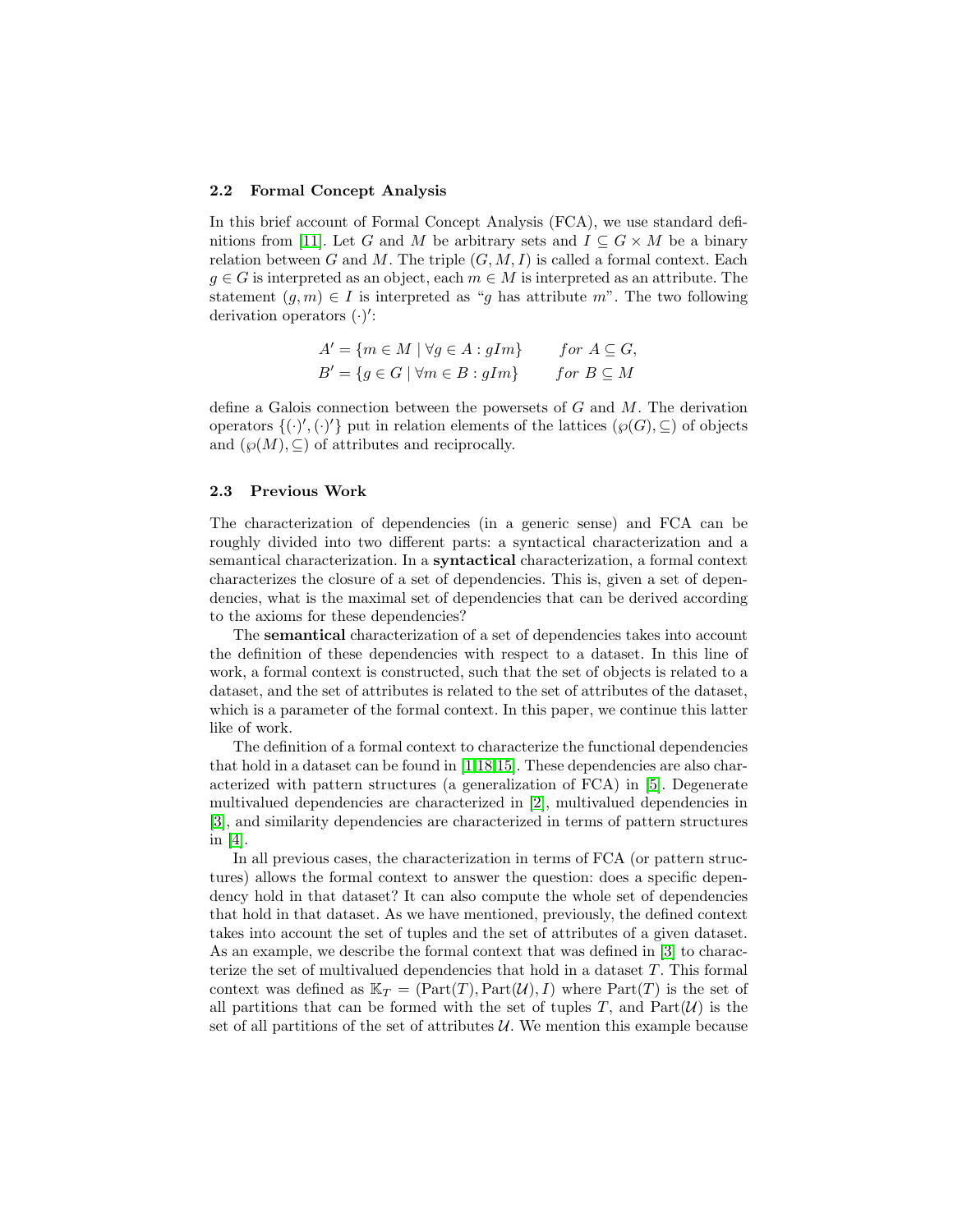### 2.2 Formal Concept Analysis

In this brief account of Formal Concept Analysis (FCA), we use standard definitions from [11]. Let $G$ and $M$ be arbitrary sets and $I \subseteq G \times M$ be a binary relation between $G$ and $M$. The triple $(G, M, I)$ is called a formal context. Each $g \in G$ is interpreted as an object, each $m \in M$ is interpreted as an attribute. The statement $(g, m) \in I$ is interpreted as "$g$ has attribute $m$". The two following derivation operators $(\cdot)'$:

$$A' = \{m \in M \mid \forall g \in A : gIm\} \qquad \textit{for } A \subseteq G,$$
$$B' = \{g \in G \mid \forall m \in B : gIm\} \qquad \textit{for } B \subseteq M$$

define a Galois connection between the powersets of $G$ and $M$. The derivation operators $\{(\cdot)', (\cdot)'\}$ put in relation elements of the lattices $(\wp(G), \subseteq)$ of objects and $(\wp(M), \subseteq)$ of attributes and reciprocally.

### 2.3 Previous Work

The characterization of dependencies (in a generic sense) and FCA can be roughly divided into two different parts: a syntactical characterization and a semantical characterization. In a **syntactical** characterization, a formal context characterizes the closure of a set of dependencies. This is, given a set of dependencies, what is the maximal set of dependencies that can be derived according to the axioms for these dependencies?

The **semantical** characterization of a set of dependencies takes into account the definition of these dependencies with respect to a dataset. In this line of work, a formal context is constructed, such that the set of objects is related to a dataset, and the set of attributes is related to the set of attributes of the dataset, which is a parameter of the formal context. In this paper, we continue this latter like of work.

The definition of a formal context to characterize the functional dependencies that hold in a dataset can be found in [1,18,15]. These dependencies are also characterized with pattern structures (a generalization of FCA) in [5]. Degenerate multivalued dependencies are characterized in [2], multivalued dependencies in [3], and similarity dependencies are characterized in terms of pattern structures in [4].

In all previous cases, the characterization in terms of FCA (or pattern structures) allows the formal context to answer the question: does a specific dependency hold in that dataset? It can also compute the whole set of dependencies that hold in that dataset. As we have mentioned, previously, the defined context takes into account the set of tuples and the set of attributes of a given dataset. As an example, we describe the formal context that was defined in [3] to characterize the set of multivalued dependencies that hold in a dataset $T$. This formal context was defined as $\mathbb{K}_T = (\text{Part}(T), \text{Part}(\mathcal{U}), I)$ where $\text{Part}(T)$ is the set of all partitions that can be formed with the set of tuples $T$, and $\text{Part}(\mathcal{U})$ is the set of all partitions of the set of attributes $\mathcal{U}$. We mention this example because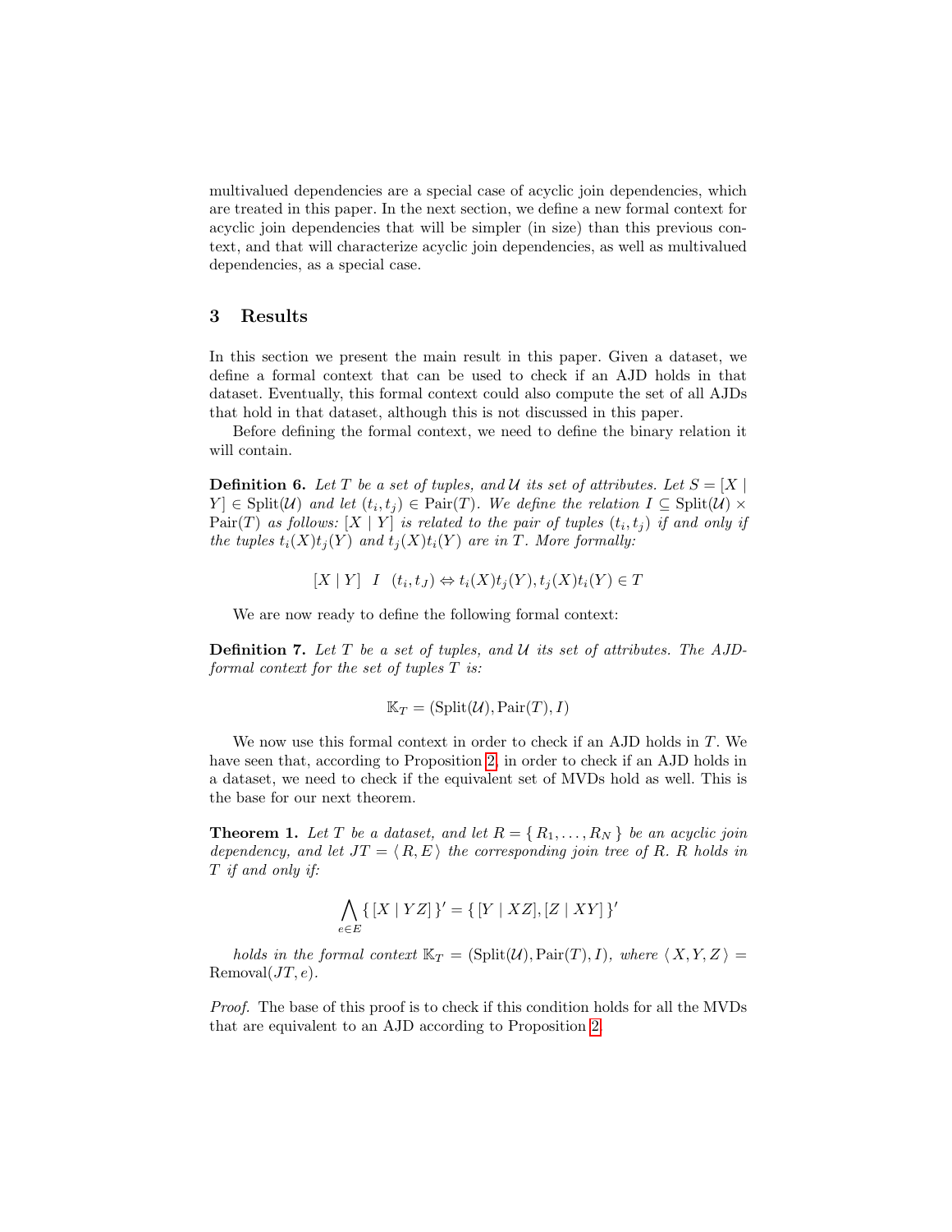multivalued dependencies are a special case of acyclic join dependencies, which are treated in this paper. In the next section, we define a new formal context for acyclic join dependencies that will be simpler (in size) than this previous context, and that will characterize acyclic join dependencies, as well as multivalued dependencies, as a special case.

## 3 Results

In this section we present the main result in this paper. Given a dataset, we define a formal context that can be used to check if an AJD holds in that dataset. Eventually, this formal context could also compute the set of all AJDs that hold in that dataset, although this is not discussed in this paper.

Before defining the formal context, we need to define the binary relation it will contain.

**Definition 6.** *Let $T$ be a set of tuples, and $\mathcal{U}$ its set of attributes. Let $S = [X \mid Y] \in \mathrm{Split}(\mathcal{U})$ and let $(t_i, t_j) \in \mathrm{Pair}(T)$. We define the relation $I \subseteq \mathrm{Split}(\mathcal{U}) \times \mathrm{Pair}(T)$ as follows: $[X \mid Y]$ is related to the pair of tuples $(t_i, t_j)$ if and only if the tuples $t_i(X)t_j(Y)$ and $t_j(X)t_i(Y)$ are in $T$. More formally:*

$$[X \mid Y] \;\; I \;\; (t_i, t_J) \Leftrightarrow t_i(X)t_j(Y), t_j(X)t_i(Y) \in T$$

We are now ready to define the following formal context:

**Definition 7.** *Let $T$ be a set of tuples, and $\mathcal{U}$ its set of attributes. The AJD-formal context for the set of tuples $T$ is:*

$$\mathbb{K}_T = (\mathrm{Split}(\mathcal{U}), \mathrm{Pair}(T), I)$$

We now use this formal context in order to check if an AJD holds in $T$. We have seen that, according to Proposition 2, in order to check if an AJD holds in a dataset, we need to check if the equivalent set of MVDs hold as well. This is the base for our next theorem.

**Theorem 1.** *Let $T$ be a dataset, and let $R = \{ R_1, \ldots, R_N \}$ be an acyclic join dependency, and let $JT = \langle R, E \rangle$ the corresponding join tree of $R$. $R$ holds in $T$ if and only if:*

$$\bigwedge_{e \in E} \{ [X \mid YZ] \}' = \{ [Y \mid XZ], [Z \mid XY] \}'$$

*holds in the formal context $\mathbb{K}_T = (\mathrm{Split}(\mathcal{U}), \mathrm{Pair}(T), I)$, where $\langle X, Y, Z \rangle = \mathrm{Removal}(JT, e)$.*

*Proof.* The base of this proof is to check if this condition holds for all the MVDs that are equivalent to an AJD according to Proposition 2.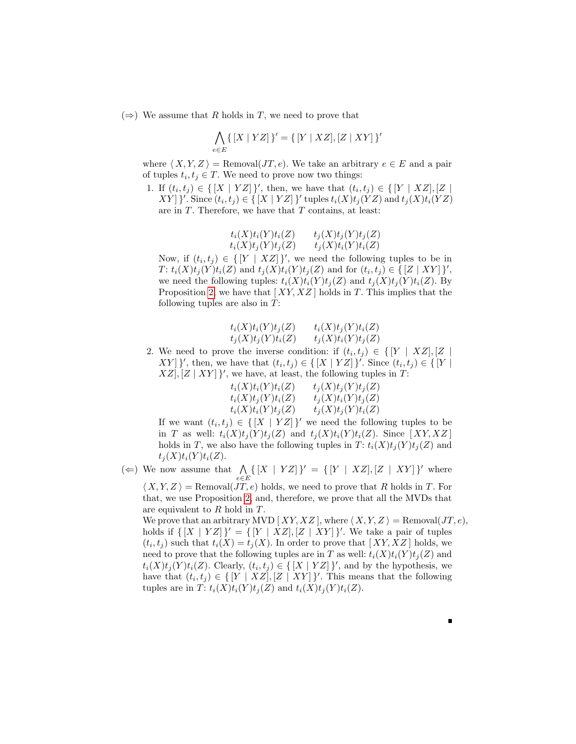(⇒) We assume that $R$ holds in $T$, we need to prove that

$$\bigwedge_{e \in E} \{\, [X \mid YZ] \,\}' = \{\, [Y \mid XZ], [Z \mid XY] \,\}'$$

where $\langle X, Y, Z \rangle = \text{Removal}(JT, e)$. We take an arbitrary $e \in E$ and a pair of tuples $t_i, t_j \in T$. We need to prove now two things:

1. If $(t_i, t_j) \in \{\, [X \mid YZ] \,\}'$, then, we have that $(t_i, t_j) \in \{\, [Y \mid XZ], [Z \mid XY] \,\}'$. Since $(t_i, t_j) \in \{\, [X \mid YZ] \,\}'$ tuples $t_i(X)t_j(YZ)$ and $t_j(X)t_i(YZ)$ are in $T$. Therefore, we have that $T$ contains, at least:

$$\begin{array}{ll} t_i(X)t_i(Y)t_i(Z) & t_j(X)t_j(Y)t_j(Z) \\ t_i(X)t_j(Y)t_j(Z) & t_j(X)t_i(Y)t_i(Z) \end{array}$$

   Now, if $(t_i, t_j) \in \{\, [Y \mid XZ] \,\}'$, we need the following tuples to be in $T$: $t_i(X)t_j(Y)t_i(Z)$ and $t_j(X)t_i(Y)t_j(Z)$ and for $(t_i, t_j) \in \{\, [Z \mid XY] \,\}'$, we need the following tuples: $t_i(X)t_i(Y)t_j(Z)$ and $t_j(X)t_j(Y)t_i(Z)$. By Proposition 2, we have that $[\, XY, XZ \,]$ holds in $T$. This implies that the following tuples are also in $T$:

$$\begin{array}{ll} t_i(X)t_i(Y)t_j(Z) & t_i(X)t_j(Y)t_i(Z) \\ t_j(X)t_j(Y)t_i(Z) & t_j(X)t_i(Y)t_j(Z) \end{array}$$

2. We need to prove the inverse condition: if $(t_i, t_j) \in \{\, [Y \mid XZ], [Z \mid XY] \,\}'$, then, we have that $(t_i, t_j) \in \{\, [X \mid YZ] \,\}'$. Since $(t_i, t_j) \in \{\, [Y \mid XZ], [Z \mid XY] \,\}'$, we have, at least, the following tuples in $T$:

$$\begin{array}{ll} t_i(X)t_i(Y)t_i(Z) & t_j(X)t_j(Y)t_j(Z) \\ t_i(X)t_j(Y)t_i(Z) & t_j(X)t_i(Y)t_j(Z) \\ t_i(X)t_i(Y)t_j(Z) & t_j(X)t_j(Y)t_i(Z) \end{array}$$

   If we want $(t_i, t_j) \in \{\, [X \mid YZ] \,\}'$ we need the following tuples to be in $T$ as well: $t_i(X)t_j(Y)t_j(Z)$ and $t_j(X)t_i(Y)t_i(Z)$. Since $[\, XY, XZ \,]$ holds in $T$, we also have the following tuples in $T$: $t_i(X)t_j(Y)t_j(Z)$ and $t_j(X)t_i(Y)t_i(Z)$.

(⇐) We now assume that $\bigwedge_{e \in E} \{\, [X \mid YZ] \,\}' = \{\, [Y \mid XZ], [Z \mid XY] \,\}'$ where $\langle X, Y, Z \rangle = \text{Removal}(JT, e)$ holds, we need to prove that $R$ holds in $T$. For that, we use Proposition 2, and, therefore, we prove that all the MVDs that are equivalent to $R$ hold in $T$.

We prove that an arbitrary MVD $[\, XY, XZ \,]$, where $\langle X, Y, Z \rangle = \text{Removal}(JT, e)$, holds if $\{\, [X \mid YZ] \,\}' = \{\, [Y \mid XZ], [Z \mid XY] \,\}'$. We take a pair of tuples $(t_i, t_j)$ such that $t_i(X) = t_j(X)$. In order to prove that $[\, XY, XZ \,]$ holds, we need to prove that the following tuples are in $T$ as well: $t_i(X)t_i(Y)t_j(Z)$ and $t_i(X)t_j(Y)t_i(Z)$. Clearly, $(t_i, t_j) \in \{\, [X \mid YZ] \,\}'$, and by the hypothesis, we have that $(t_i, t_j) \in \{\, [Y \mid XZ], [Z \mid XY] \,\}'$. This means that the following tuples are in $T$: $t_i(X)t_i(Y)t_j(Z)$ and $t_i(X)t_j(Y)t_i(Z)$.

∎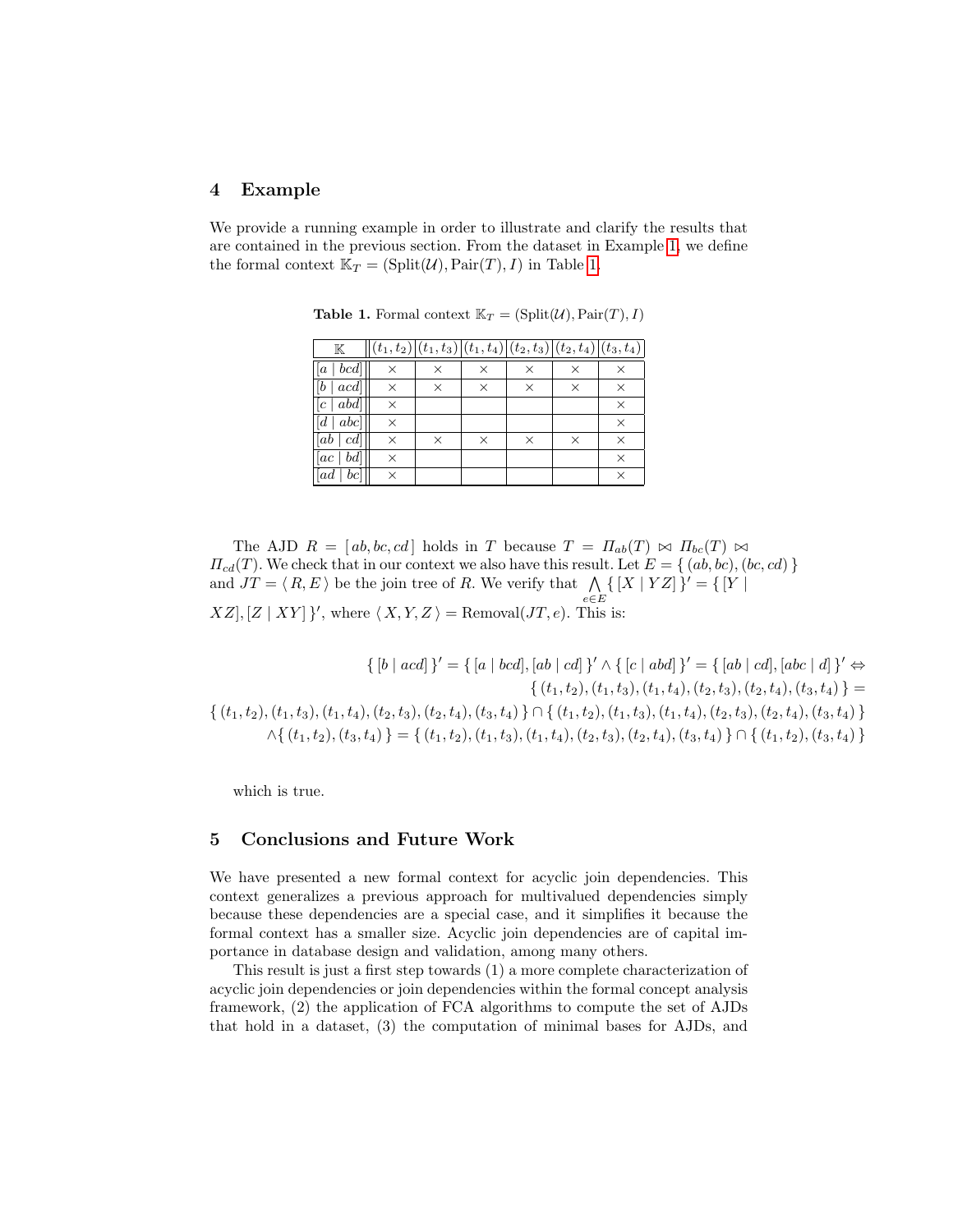## 4 Example

We provide a running example in order to illustrate and clarify the results that are contained in the previous section. From the dataset in Example 1, we define the formal context $\mathbb{K}_T = (\text{Split}(\mathcal{U}), \text{Pair}(T), I)$ in Table 1.

**Table 1.** Formal context $\mathbb{K}_T = (\text{Split}(\mathcal{U}), \text{Pair}(T), I)$

| $\mathbb{K}$ | $(t_1,t_2)$ | $(t_1,t_3)$ | $(t_1,t_4)$ | $(t_2,t_3)$ | $(t_2,t_4)$ | $(t_3,t_4)$ |
|---|---|---|---|---|---|---|
| $[a \mid bcd]$ | × | × | × | × | × | × |
| $[b \mid acd]$ | × | × | × | × | × | × |
| $[c \mid abd]$ | × | | | | | × |
| $[d \mid abc]$ | × | | | | | × |
| $[ab \mid cd]$ | × | × | × | × | × | × |
| $[ac \mid bd]$ | × | | | | | × |
| $[ad \mid bc]$ | × | | | | | × |

The AJD $R = [\,ab, bc, cd\,]$ holds in $T$ because $T = \Pi_{ab}(T) \bowtie \Pi_{bc}(T) \bowtie \Pi_{cd}(T)$. We check that in our context we also have this result. Let $E = \{\,(ab, bc), (bc, cd)\,\}$ and $JT = \langle\, R, E\,\rangle$ be the join tree of $R$. We verify that $\bigwedge_{e \in E} \{\,[X \mid YZ]\,\}' = \{\,[Y \mid XZ], [Z \mid XY]\,\}'$, where $\langle\, X, Y, Z\,\rangle = \text{Removal}(JT, e)$. This is:

$$
\begin{aligned}
&\{\,[b \mid acd]\,\}' = \{\,[a \mid bcd], [ab \mid cd]\,\}' \wedge \{\,[c \mid abd]\,\}' = \{\,[ab \mid cd], [abc \mid d]\,\}' \Leftrightarrow \\
&\{\,(t_1,t_2),(t_1,t_3),(t_1,t_4),(t_2,t_3),(t_2,t_4),(t_3,t_4)\,\} = \\
&\{\,(t_1,t_2),(t_1,t_3),(t_1,t_4),(t_2,t_3),(t_2,t_4),(t_3,t_4)\,\} \cap \{\,(t_1,t_2),(t_1,t_3),(t_1,t_4),(t_2,t_3),(t_2,t_4),(t_3,t_4)\,\} \\
&\wedge \{\,(t_1,t_2),(t_3,t_4)\,\} = \{\,(t_1,t_2),(t_1,t_3),(t_1,t_4),(t_2,t_3),(t_2,t_4),(t_3,t_4)\,\} \cap \{\,(t_1,t_2),(t_3,t_4)\,\}
\end{aligned}
$$

which is true.

## 5 Conclusions and Future Work

We have presented a new formal context for acyclic join dependencies. This context generalizes a previous approach for multivalued dependencies simply because these dependencies are a special case, and it simplifies it because the formal context has a smaller size. Acyclic join dependencies are of capital importance in database design and validation, among many others.

This result is just a first step towards (1) a more complete characterization of acyclic join dependencies or join dependencies within the formal concept analysis framework, (2) the application of FCA algorithms to compute the set of AJDs that hold in a dataset, (3) the computation of minimal bases for AJDs, and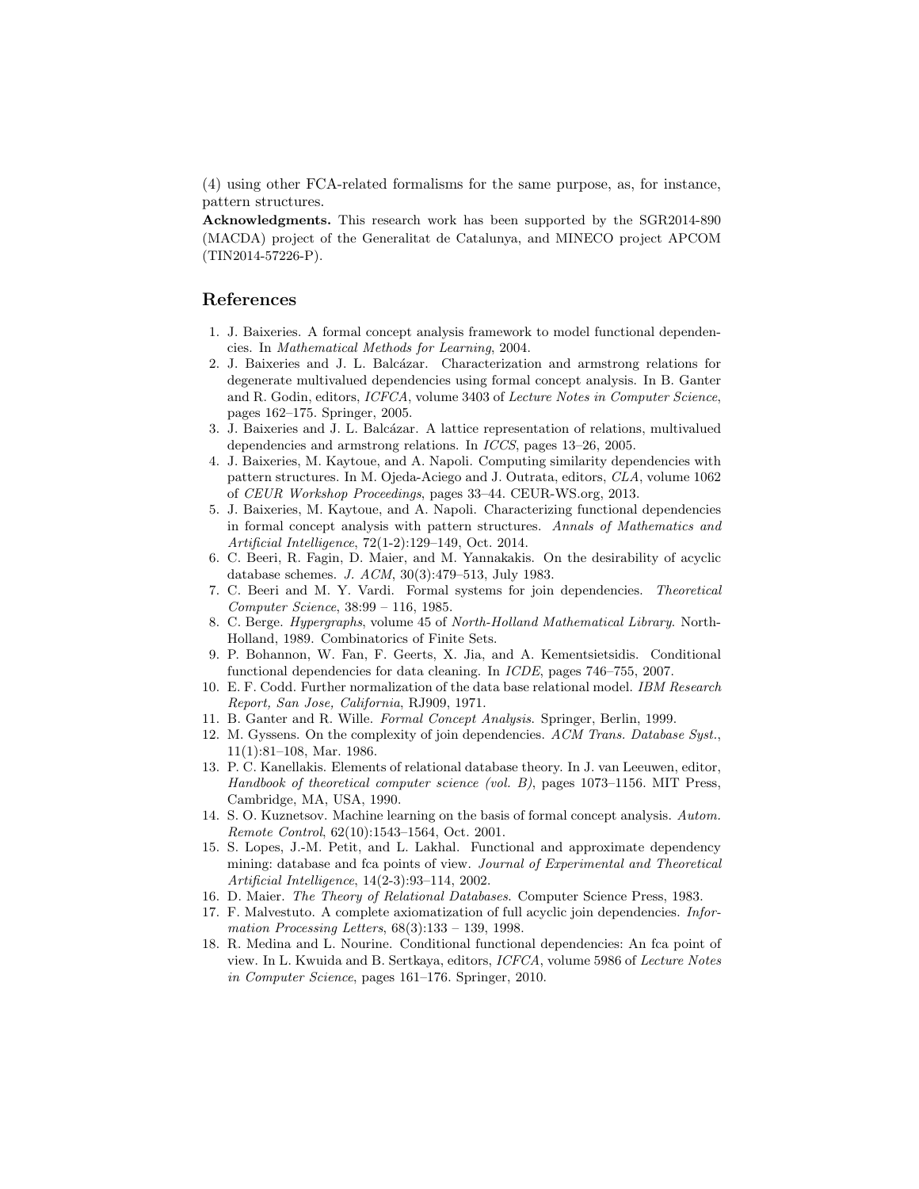(4) using other FCA-related formalisms for the same purpose, as, for instance, pattern structures.

**Acknowledgments.** This research work has been supported by the SGR2014-890 (MACDA) project of the Generalitat de Catalunya, and MINECO project APCOM (TIN2014-57226-P).

## References

1. J. Baixeries. A formal concept analysis framework to model functional dependencies. In *Mathematical Methods for Learning*, 2004.
2. J. Baixeries and J. L. Balcázar. Characterization and armstrong relations for degenerate multivalued dependencies using formal concept analysis. In B. Ganter and R. Godin, editors, *ICFCA*, volume 3403 of *Lecture Notes in Computer Science*, pages 162–175. Springer, 2005.
3. J. Baixeries and J. L. Balcázar. A lattice representation of relations, multivalued dependencies and armstrong relations. In *ICCS*, pages 13–26, 2005.
4. J. Baixeries, M. Kaytoue, and A. Napoli. Computing similarity dependencies with pattern structures. In M. Ojeda-Aciego and J. Outrata, editors, *CLA*, volume 1062 of *CEUR Workshop Proceedings*, pages 33–44. CEUR-WS.org, 2013.
5. J. Baixeries, M. Kaytoue, and A. Napoli. Characterizing functional dependencies in formal concept analysis with pattern structures. *Annals of Mathematics and Artificial Intelligence*, 72(1-2):129–149, Oct. 2014.
6. C. Beeri, R. Fagin, D. Maier, and M. Yannakakis. On the desirability of acyclic database schemes. *J. ACM*, 30(3):479–513, July 1983.
7. C. Beeri and M. Y. Vardi. Formal systems for join dependencies. *Theoretical Computer Science*, 38:99 – 116, 1985.
8. C. Berge. *Hypergraphs*, volume 45 of *North-Holland Mathematical Library*. North-Holland, 1989. Combinatorics of Finite Sets.
9. P. Bohannon, W. Fan, F. Geerts, X. Jia, and A. Kementsietsidis. Conditional functional dependencies for data cleaning. In *ICDE*, pages 746–755, 2007.
10. E. F. Codd. Further normalization of the data base relational model. *IBM Research Report, San Jose, California*, RJ909, 1971.
11. B. Ganter and R. Wille. *Formal Concept Analysis*. Springer, Berlin, 1999.
12. M. Gyssens. On the complexity of join dependencies. *ACM Trans. Database Syst.*, 11(1):81–108, Mar. 1986.
13. P. C. Kanellakis. Elements of relational database theory. In J. van Leeuwen, editor, *Handbook of theoretical computer science (vol. B)*, pages 1073–1156. MIT Press, Cambridge, MA, USA, 1990.
14. S. O. Kuznetsov. Machine learning on the basis of formal concept analysis. *Autom. Remote Control*, 62(10):1543–1564, Oct. 2001.
15. S. Lopes, J.-M. Petit, and L. Lakhal. Functional and approximate dependency mining: database and fca points of view. *Journal of Experimental and Theoretical Artificial Intelligence*, 14(2-3):93–114, 2002.
16. D. Maier. *The Theory of Relational Databases*. Computer Science Press, 1983.
17. F. Malvestuto. A complete axiomatization of full acyclic join dependencies. *Information Processing Letters*, 68(3):133 – 139, 1998.
18. R. Medina and L. Nourine. Conditional functional dependencies: An fca point of view. In L. Kwuida and B. Sertkaya, editors, *ICFCA*, volume 5986 of *Lecture Notes in Computer Science*, pages 161–176. Springer, 2010.